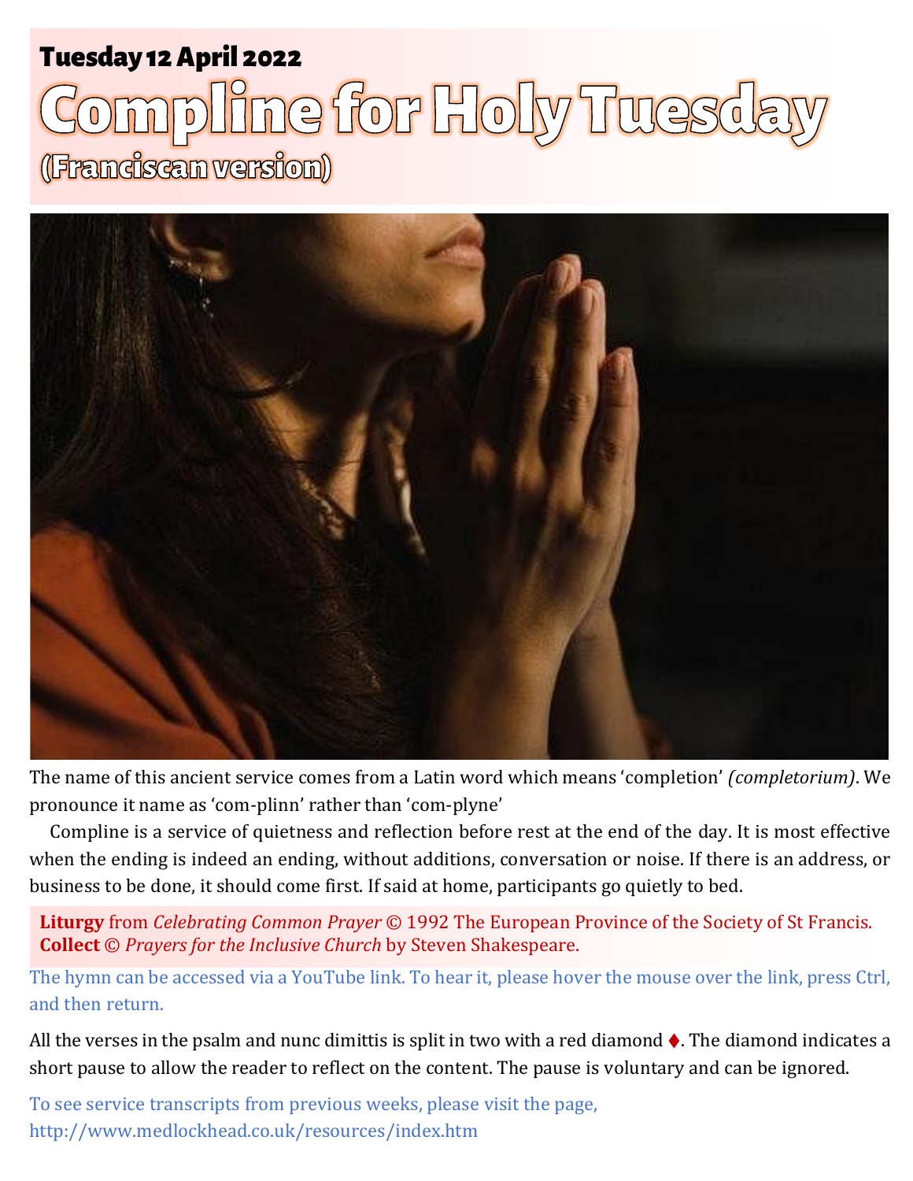**Tuesday 12 April 2022**

# Compline for Holy Tuesday

## (Franciscan version)

The name of this ancient service comes from a Latin word which means 'completion' *(completorium)*. We pronounce it name as 'com-plinn' rather than 'com-plyne'

Compline is a service of quietness and reflection before rest at the end of the day. It is most effective when the ending is indeed an ending, without additions, conversation or noise. If there is an address, or business to be done, it should come first. If said at home, participants go quietly to bed.

**Liturgy** from *Celebrating Common Prayer* © 1992 The European Province of the Society of St Francis.
**Collect** © *Prayers for the Inclusive Church* by Steven Shakespeare.

The hymn can be accessed via a YouTube link. To hear it, please hover the mouse over the link, press Ctrl, and then return.

All the verses in the psalm and nunc dimittis is split in two with a red diamond ♦. The diamond indicates a short pause to allow the reader to reflect on the content. The pause is voluntary and can be ignored.

To see service transcripts from previous weeks, please visit the page, http://www.medlockhead.co.uk/resources/index.htm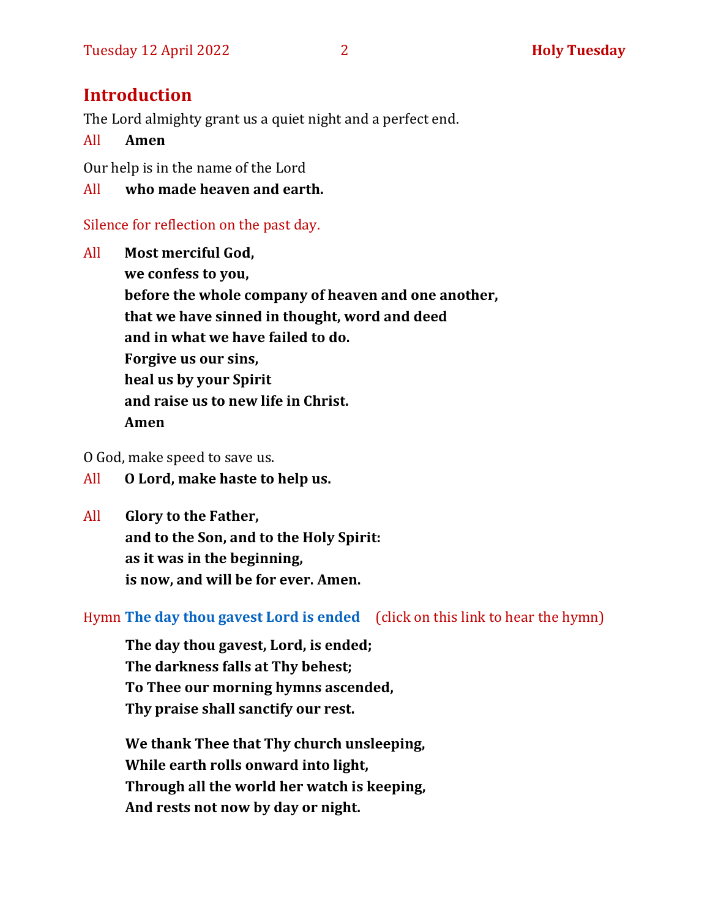## Introduction

The Lord almighty grant us a quiet night and a perfect end.

All **Amen**

Our help is in the name of the Lord

All **who made heaven and earth.**

Silence for reflection on the past day.

All **Most merciful God,**
**we confess to you,**
**before the whole company of heaven and one another,**
**that we have sinned in thought, word and deed**
**and in what we have failed to do.**
**Forgive us our sins,**
**heal us by your Spirit**
**and raise us to new life in Christ.**
**Amen**

O God, make speed to save us.

All **O Lord, make haste to help us.**

All **Glory to the Father,**
**and to the Son, and to the Holy Spirit:**
**as it was in the beginning,**
**is now, and will be for ever. Amen.**

Hymn **The day thou gavest Lord is ended** (click on this link to hear the hymn)

**The day thou gavest, Lord, is ended;**
**The darkness falls at Thy behest;**
**To Thee our morning hymns ascended,**
**Thy praise shall sanctify our rest.**

**We thank Thee that Thy church unsleeping,**
**While earth rolls onward into light,**
**Through all the world her watch is keeping,**
**And rests not now by day or night.**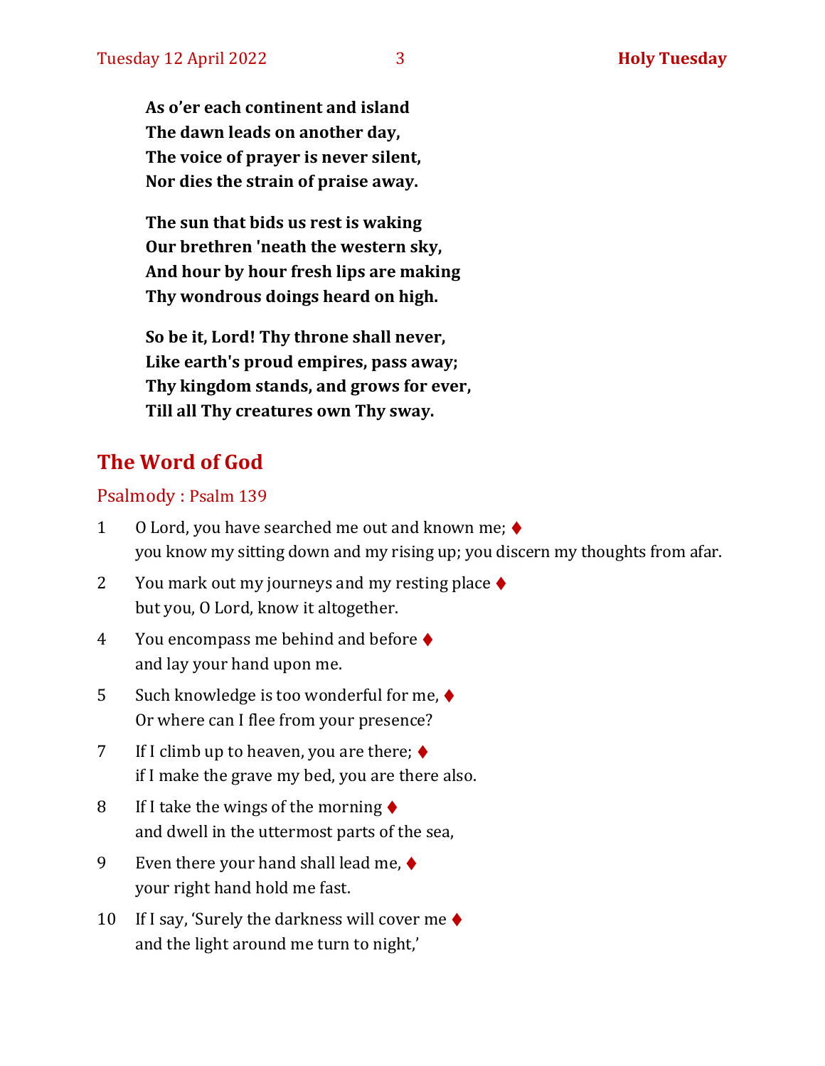**As o'er each continent and island**
**The dawn leads on another day,**
**The voice of prayer is never silent,**
**Nor dies the strain of praise away.**

**The sun that bids us rest is waking**
**Our brethren 'neath the western sky,**
**And hour by hour fresh lips are making**
**Thy wondrous doings heard on high.**

**So be it, Lord! Thy throne shall never,**
**Like earth's proud empires, pass away;**
**Thy kingdom stands, and grows for ever,**
**Till all Thy creatures own Thy sway.**

## The Word of God

### Psalmody : Psalm 139

1 O Lord, you have searched me out and known me; ♦
you know my sitting down and my rising up; you discern my thoughts from afar.

2 You mark out my journeys and my resting place ♦
but you, O Lord, know it altogether.

4 You encompass me behind and before ♦
and lay your hand upon me.

5 Such knowledge is too wonderful for me, ♦
Or where can I flee from your presence?

7 If I climb up to heaven, you are there; ♦
if I make the grave my bed, you are there also.

8 If I take the wings of the morning ♦
and dwell in the uttermost parts of the sea,

9 Even there your hand shall lead me, ♦
your right hand hold me fast.

10 If I say, 'Surely the darkness will cover me ♦
and the light around me turn to night,'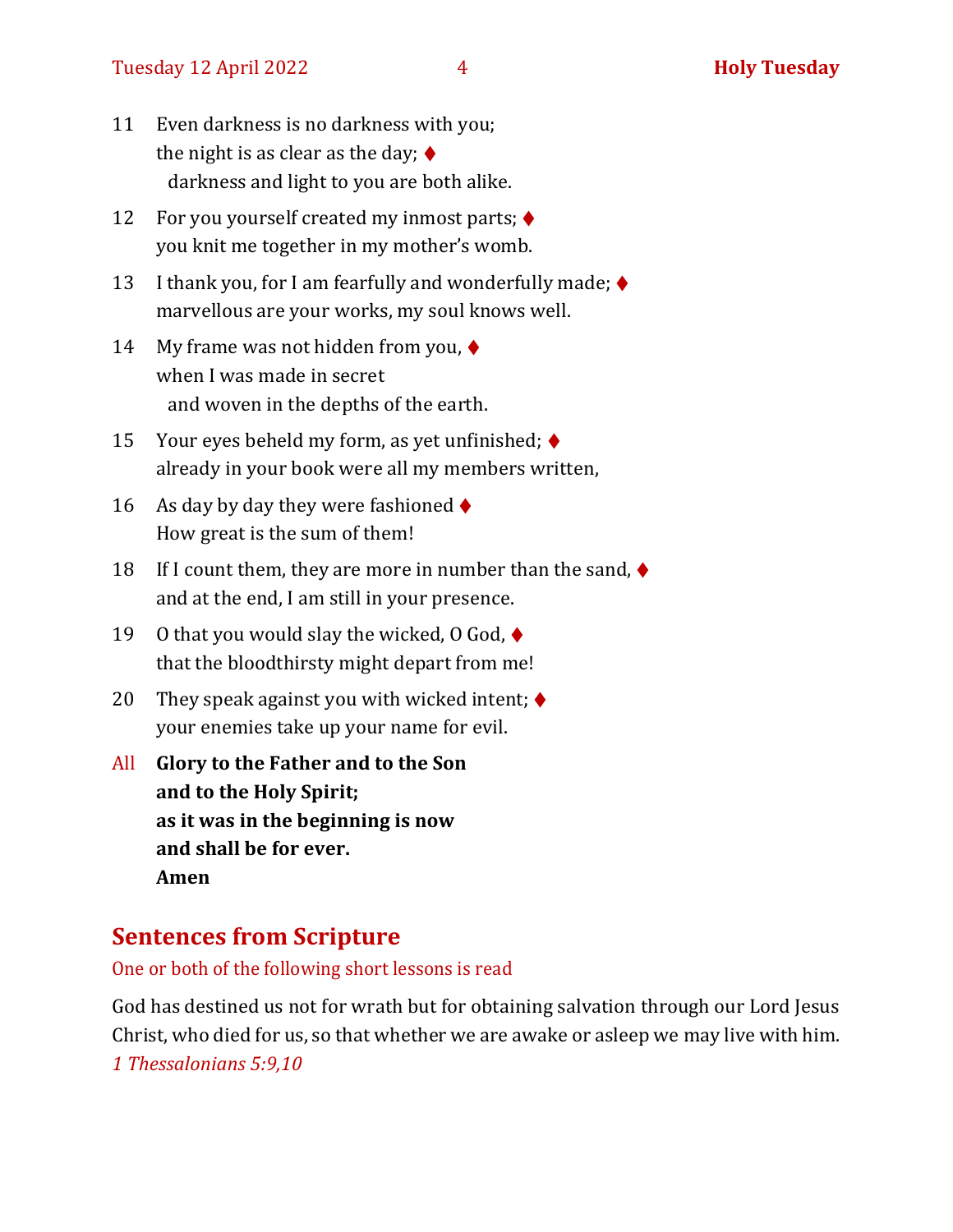11 Even darkness is no darkness with you;
the night is as clear as the day; ♦
  darkness and light to you are both alike.

12 For you yourself created my inmost parts; ♦
you knit me together in my mother's womb.

13 I thank you, for I am fearfully and wonderfully made; ♦
marvellous are your works, my soul knows well.

14 My frame was not hidden from you, ♦
when I was made in secret
  and woven in the depths of the earth.

15 Your eyes beheld my form, as yet unfinished; ♦
already in your book were all my members written,

16 As day by day they were fashioned ♦
How great is the sum of them!

18 If I count them, they are more in number than the sand, ♦
and at the end, I am still in your presence.

19 O that you would slay the wicked, O God, ♦
that the bloodthirsty might depart from me!

20 They speak against you with wicked intent; ♦
your enemies take up your name for evil.

All **Glory to the Father and to the Son**
**and to the Holy Spirit;**
**as it was in the beginning is now**
**and shall be for ever.**
**Amen**

## Sentences from Scripture

One or both of the following short lessons is read

God has destined us not for wrath but for obtaining salvation through our Lord Jesus Christ, who died for us, so that whether we are awake or asleep we may live with him.
*1 Thessalonians 5:9,10*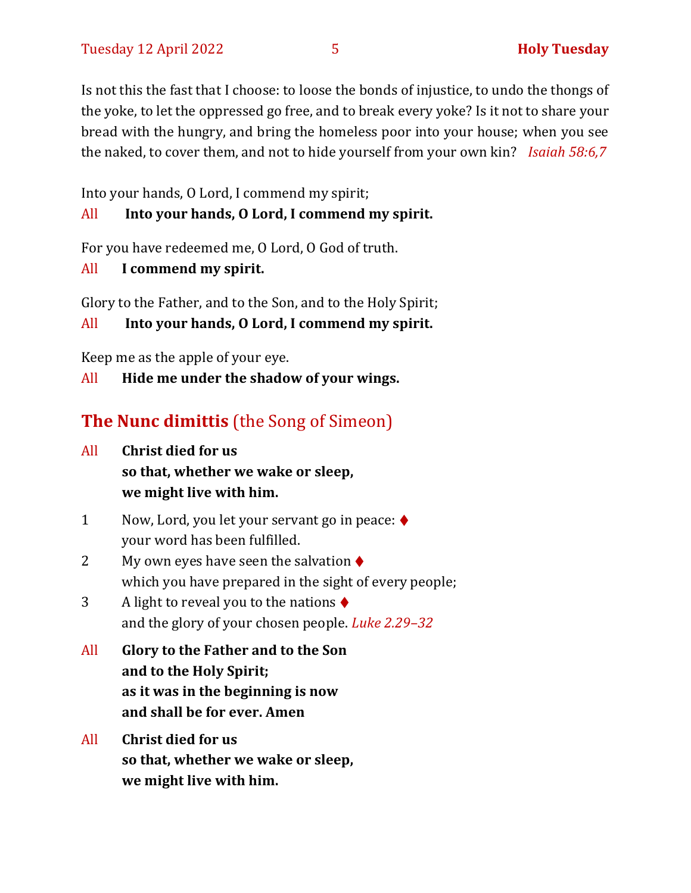Is not this the fast that I choose: to loose the bonds of injustice, to undo the thongs of the yoke, to let the oppressed go free, and to break every yoke? Is it not to share your bread with the hungry, and bring the homeless poor into your house; when you see the naked, to cover them, and not to hide yourself from your own kin? *Isaiah 58:6,7*

Into your hands, O Lord, I commend my spirit;

All **Into your hands, O Lord, I commend my spirit.**

For you have redeemed me, O Lord, O God of truth.

All **I commend my spirit.**

Glory to the Father, and to the Son, and to the Holy Spirit;

All **Into your hands, O Lord, I commend my spirit.**

Keep me as the apple of your eye.

All **Hide me under the shadow of your wings.**

## The Nunc dimittis (the Song of Simeon)

All **Christ died for us**
**so that, whether we wake or sleep,**
**we might live with him.**

1 Now, Lord, you let your servant go in peace: ♦
your word has been fulfilled.

2 My own eyes have seen the salvation ♦
which you have prepared in the sight of every people;

3 A light to reveal you to the nations ♦
and the glory of your chosen people. *Luke 2.29–32*

All **Glory to the Father and to the Son**
**and to the Holy Spirit;**
**as it was in the beginning is now**
**and shall be for ever. Amen**

All **Christ died for us**
**so that, whether we wake or sleep,**
**we might live with him.**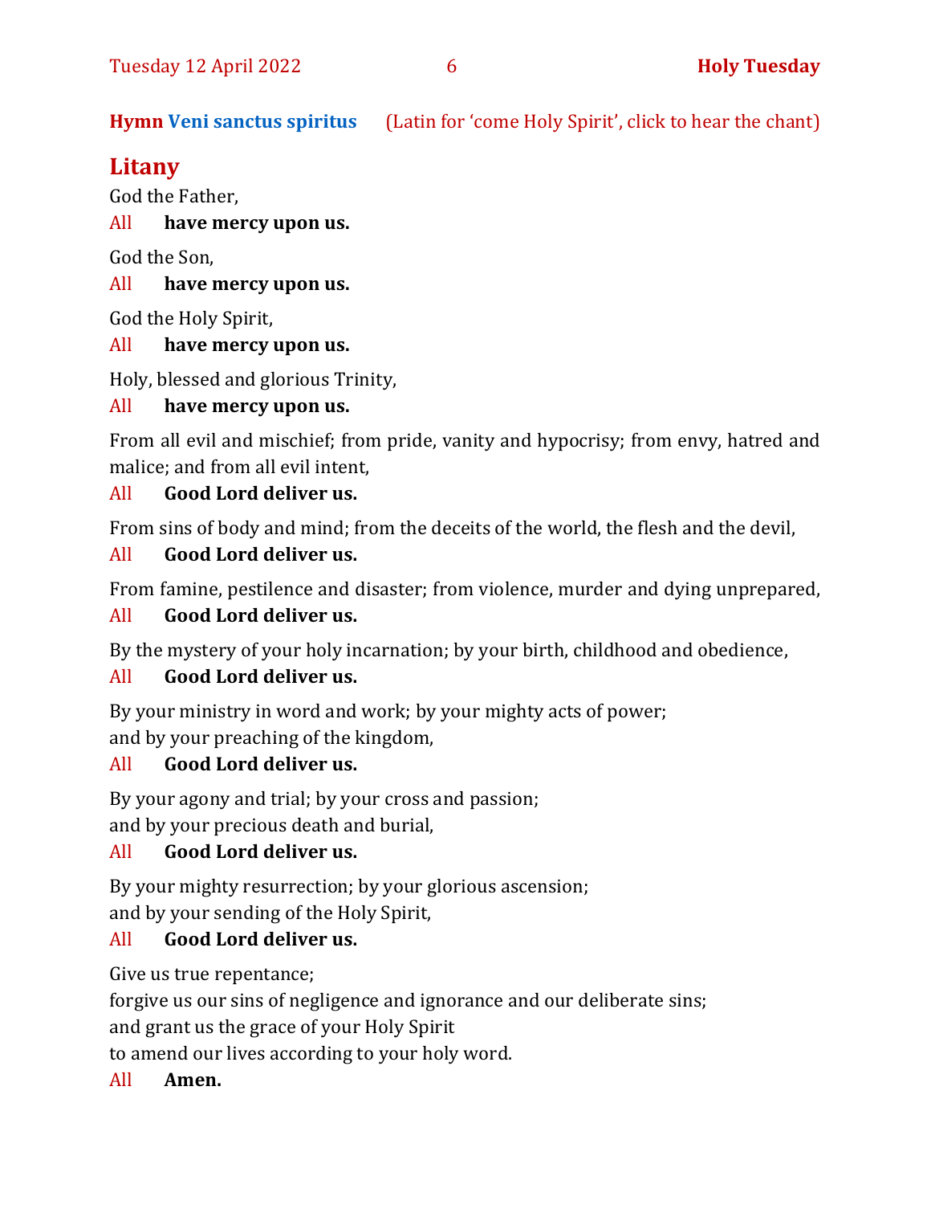**Hymn** Veni sanctus spiritus (Latin for 'come Holy Spirit', click to hear the chant)

## Litany

God the Father,

All **have mercy upon us.**

God the Son,

All **have mercy upon us.**

God the Holy Spirit,

All **have mercy upon us.**

Holy, blessed and glorious Trinity,

All **have mercy upon us.**

From all evil and mischief; from pride, vanity and hypocrisy; from envy, hatred and malice; and from all evil intent,

All **Good Lord deliver us.**

From sins of body and mind; from the deceits of the world, the flesh and the devil,

All **Good Lord deliver us.**

From famine, pestilence and disaster; from violence, murder and dying unprepared,

All **Good Lord deliver us.**

By the mystery of your holy incarnation; by your birth, childhood and obedience,

All **Good Lord deliver us.**

By your ministry in word and work; by your mighty acts of power;
and by your preaching of the kingdom,

All **Good Lord deliver us.**

By your agony and trial; by your cross and passion;
and by your precious death and burial,

All **Good Lord deliver us.**

By your mighty resurrection; by your glorious ascension;
and by your sending of the Holy Spirit,

All **Good Lord deliver us.**

Give us true repentance;
forgive us our sins of negligence and ignorance and our deliberate sins;
and grant us the grace of your Holy Spirit
to amend our lives according to your holy word.

All **Amen.**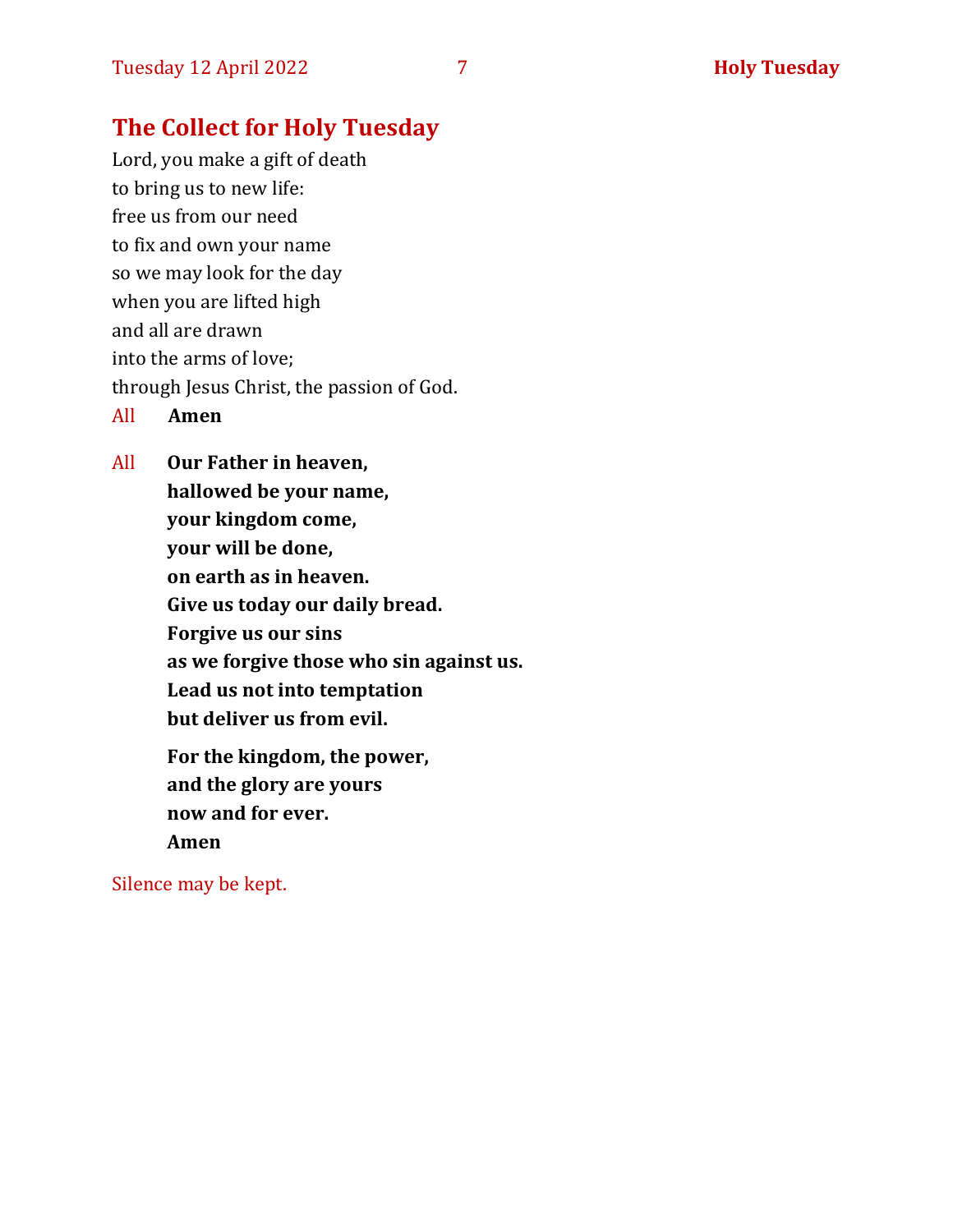## The Collect for Holy Tuesday

Lord, you make a gift of death
to bring us to new life:
free us from our need
to fix and own your name
so we may look for the day
when you are lifted high
and all are drawn
into the arms of love;
through Jesus Christ, the passion of God.

All **Amen**

All **Our Father in heaven,**
**hallowed be your name,**
**your kingdom come,**
**your will be done,**
**on earth as in heaven.**
**Give us today our daily bread.**
**Forgive us our sins**
**as we forgive those who sin against us.**
**Lead us not into temptation**
**but deliver us from evil.**

**For the kingdom, the power,**
**and the glory are yours**
**now and for ever.**
**Amen**

Silence may be kept.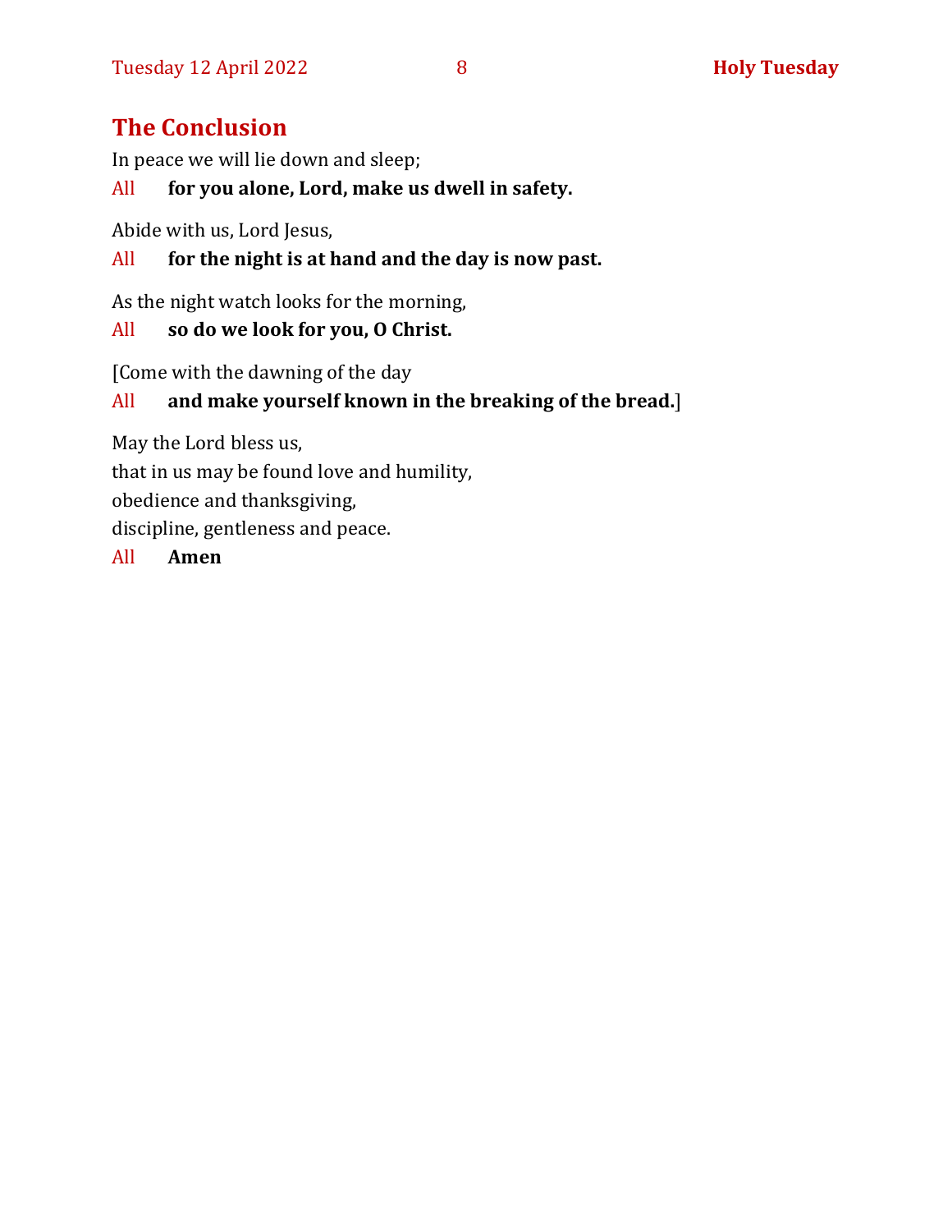## The Conclusion

In peace we will lie down and sleep;

All **for you alone, Lord, make us dwell in safety.**

Abide with us, Lord Jesus,

All **for the night is at hand and the day is now past.**

As the night watch looks for the morning,

All **so do we look for you, O Christ.**

[Come with the dawning of the day

All **and make yourself known in the breaking of the bread.**]

May the Lord bless us,
that in us may be found love and humility,
obedience and thanksgiving,
discipline, gentleness and peace.

All **Amen**